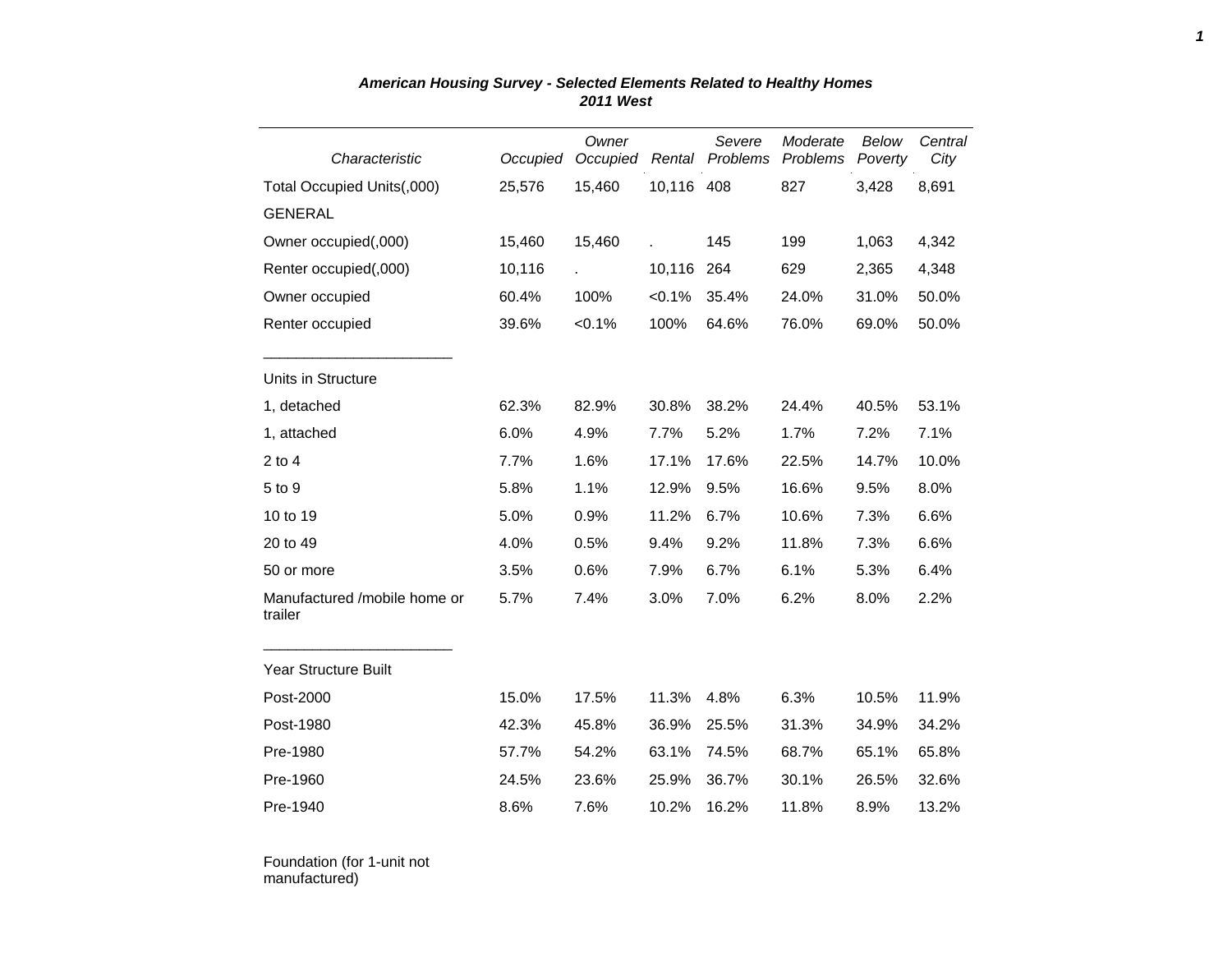### *American Housing Survey - Selected Elements Related to Healthy Homes*
### *2011 West*

| *Characteristic* | *Occupied* | *Owner Occupied* | *Rental* | *Severe Problems* | *Moderate Problems* | *Below Poverty* | *Central City* |
|---|---|---|---|---|---|---|---|
| Total Occupied Units(,000) | 25,576 | 15,460 | 10,116 | 408 | 827 | 3,428 | 8,691 |
| GENERAL | | | | | | | |
| Owner occupied(,000) | 15,460 | 15,460 | . | 145 | 199 | 1,063 | 4,342 |
| Renter occupied(,000) | 10,116 | . | 10,116 | 264 | 629 | 2,365 | 4,348 |
| Owner occupied | 60.4% | 100% | <0.1% | 35.4% | 24.0% | 31.0% | 50.0% |
| Renter occupied | 39.6% | <0.1% | 100% | 64.6% | 76.0% | 69.0% | 50.0% |
| Units in Structure | | | | | | | |
| 1, detached | 62.3% | 82.9% | 30.8% | 38.2% | 24.4% | 40.5% | 53.1% |
| 1, attached | 6.0% | 4.9% | 7.7% | 5.2% | 1.7% | 7.2% | 7.1% |
| 2 to 4 | 7.7% | 1.6% | 17.1% | 17.6% | 22.5% | 14.7% | 10.0% |
| 5 to 9 | 5.8% | 1.1% | 12.9% | 9.5% | 16.6% | 9.5% | 8.0% |
| 10 to 19 | 5.0% | 0.9% | 11.2% | 6.7% | 10.6% | 7.3% | 6.6% |
| 20 to 49 | 4.0% | 0.5% | 9.4% | 9.2% | 11.8% | 7.3% | 6.6% |
| 50 or more | 3.5% | 0.6% | 7.9% | 6.7% | 6.1% | 5.3% | 6.4% |
| Manufactured /mobile home or trailer | 5.7% | 7.4% | 3.0% | 7.0% | 6.2% | 8.0% | 2.2% |
| Year Structure Built | | | | | | | |
| Post-2000 | 15.0% | 17.5% | 11.3% | 4.8% | 6.3% | 10.5% | 11.9% |
| Post-1980 | 42.3% | 45.8% | 36.9% | 25.5% | 31.3% | 34.9% | 34.2% |
| Pre-1980 | 57.7% | 54.2% | 63.1% | 74.5% | 68.7% | 65.1% | 65.8% |
| Pre-1960 | 24.5% | 23.6% | 25.9% | 36.7% | 30.1% | 26.5% | 32.6% |
| Pre-1940 | 8.6% | 7.6% | 10.2% | 16.2% | 11.8% | 8.9% | 13.2% |
| Foundation (for 1-unit not manufactured) | | | | | | | |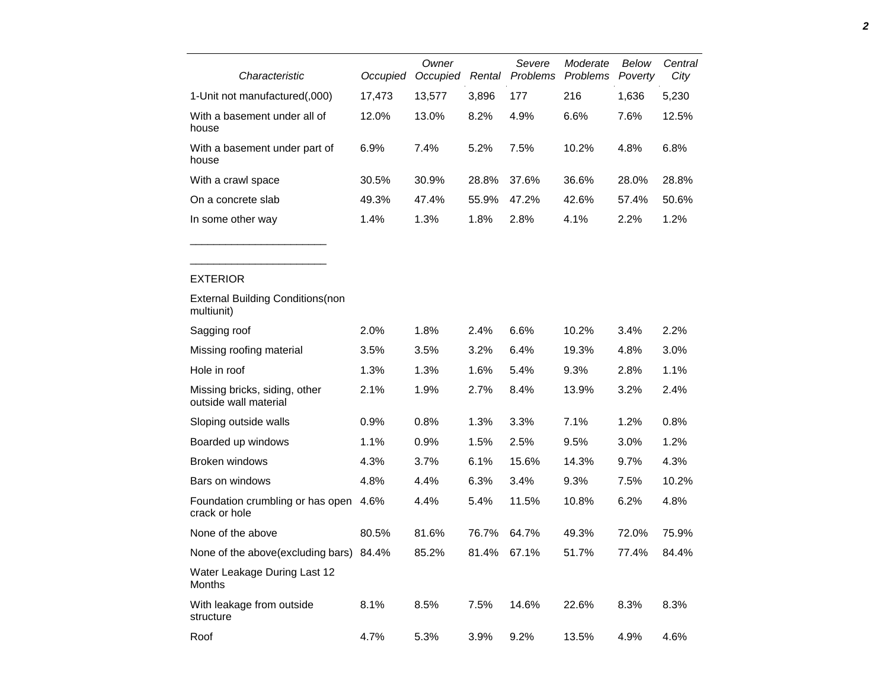| Characteristic | Occupied | Owner Occupied | Rental | Severe Problems | Moderate Problems | Below Poverty | Central City |
|---|---|---|---|---|---|---|---|
| 1-Unit not manufactured(,000) | 17,473 | 13,577 | 3,896 | 177 | 216 | 1,636 | 5,230 |
| With a basement under all of house | 12.0% | 13.0% | 8.2% | 4.9% | 6.6% | 7.6% | 12.5% |
| With a basement under part of house | 6.9% | 7.4% | 5.2% | 7.5% | 10.2% | 4.8% | 6.8% |
| With a crawl space | 30.5% | 30.9% | 28.8% | 37.6% | 36.6% | 28.0% | 28.8% |
| On a concrete slab | 49.3% | 47.4% | 55.9% | 47.2% | 42.6% | 57.4% | 50.6% |
| In some other way | 1.4% | 1.3% | 1.8% | 2.8% | 4.1% | 2.2% | 1.2% |
| _______________________ | | | | | | | |
| _______________________ | | | | | | | |
| EXTERIOR | | | | | | | |
| External Building Conditions(non multiunit) | | | | | | | |
| Sagging roof | 2.0% | 1.8% | 2.4% | 6.6% | 10.2% | 3.4% | 2.2% |
| Missing roofing material | 3.5% | 3.5% | 3.2% | 6.4% | 19.3% | 4.8% | 3.0% |
| Hole in roof | 1.3% | 1.3% | 1.6% | 5.4% | 9.3% | 2.8% | 1.1% |
| Missing bricks, siding, other outside wall material | 2.1% | 1.9% | 2.7% | 8.4% | 13.9% | 3.2% | 2.4% |
| Sloping outside walls | 0.9% | 0.8% | 1.3% | 3.3% | 7.1% | 1.2% | 0.8% |
| Boarded up windows | 1.1% | 0.9% | 1.5% | 2.5% | 9.5% | 3.0% | 1.2% |
| Broken windows | 4.3% | 3.7% | 6.1% | 15.6% | 14.3% | 9.7% | 4.3% |
| Bars on windows | 4.8% | 4.4% | 6.3% | 3.4% | 9.3% | 7.5% | 10.2% |
| Foundation crumbling or has open crack or hole | 4.6% | 4.4% | 5.4% | 11.5% | 10.8% | 6.2% | 4.8% |
| None of the above | 80.5% | 81.6% | 76.7% | 64.7% | 49.3% | 72.0% | 75.9% |
| None of the above(excluding bars) | 84.4% | 85.2% | 81.4% | 67.1% | 51.7% | 77.4% | 84.4% |
| Water Leakage During Last 12 Months | | | | | | | |
| With leakage from outside structure | 8.1% | 8.5% | 7.5% | 14.6% | 22.6% | 8.3% | 8.3% |
| Roof | 4.7% | 5.3% | 3.9% | 9.2% | 13.5% | 4.9% | 4.6% |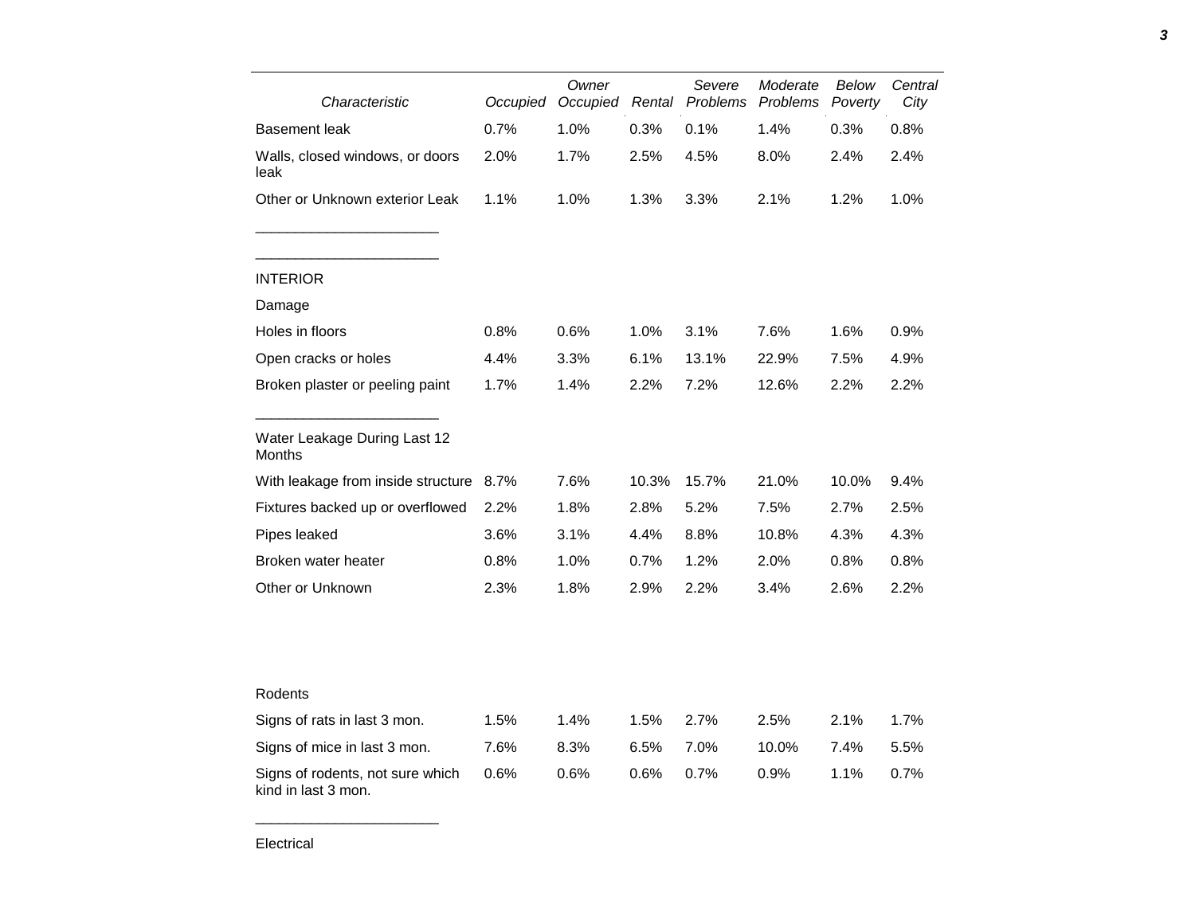| Characteristic | Occupied | Owner Occupied | Rental | Severe Problems | Moderate Problems | Below Poverty | Central City |
|---|---|---|---|---|---|---|---|
| Basement leak | 0.7% | 1.0% | 0.3% | 0.1% | 1.4% | 0.3% | 0.8% |
| Walls, closed windows, or doors leak | 2.0% | 1.7% | 2.5% | 4.5% | 8.0% | 2.4% | 2.4% |
| Other or Unknown exterior Leak | 1.1% | 1.0% | 1.3% | 3.3% | 2.1% | 1.2% | 1.0% |
| ______________________ | | | | | | | |
| ______________________ | | | | | | | |
| INTERIOR | | | | | | | |
| Damage | | | | | | | |
| Holes in floors | 0.8% | 0.6% | 1.0% | 3.1% | 7.6% | 1.6% | 0.9% |
| Open cracks or holes | 4.4% | 3.3% | 6.1% | 13.1% | 22.9% | 7.5% | 4.9% |
| Broken plaster or peeling paint | 1.7% | 1.4% | 2.2% | 7.2% | 12.6% | 2.2% | 2.2% |
| ______________________ | | | | | | | |
| Water Leakage During Last 12 Months | | | | | | | |
| With leakage from inside structure | 8.7% | 7.6% | 10.3% | 15.7% | 21.0% | 10.0% | 9.4% |
| Fixtures backed up or overflowed | 2.2% | 1.8% | 2.8% | 5.2% | 7.5% | 2.7% | 2.5% |
| Pipes leaked | 3.6% | 3.1% | 4.4% | 8.8% | 10.8% | 4.3% | 4.3% |
| Broken water heater | 0.8% | 1.0% | 0.7% | 1.2% | 2.0% | 0.8% | 0.8% |
| Other or Unknown | 2.3% | 1.8% | 2.9% | 2.2% | 3.4% | 2.6% | 2.2% |
| Rodents | | | | | | | |
| Signs of rats in last 3 mon. | 1.5% | 1.4% | 1.5% | 2.7% | 2.5% | 2.1% | 1.7% |
| Signs of mice in last 3 mon. | 7.6% | 8.3% | 6.5% | 7.0% | 10.0% | 7.4% | 5.5% |
| Signs of rodents, not sure which kind in last 3 mon. | 0.6% | 0.6% | 0.6% | 0.7% | 0.9% | 1.1% | 0.7% |
| ______________________ | | | | | | | |
| Electrical | | | | | | | |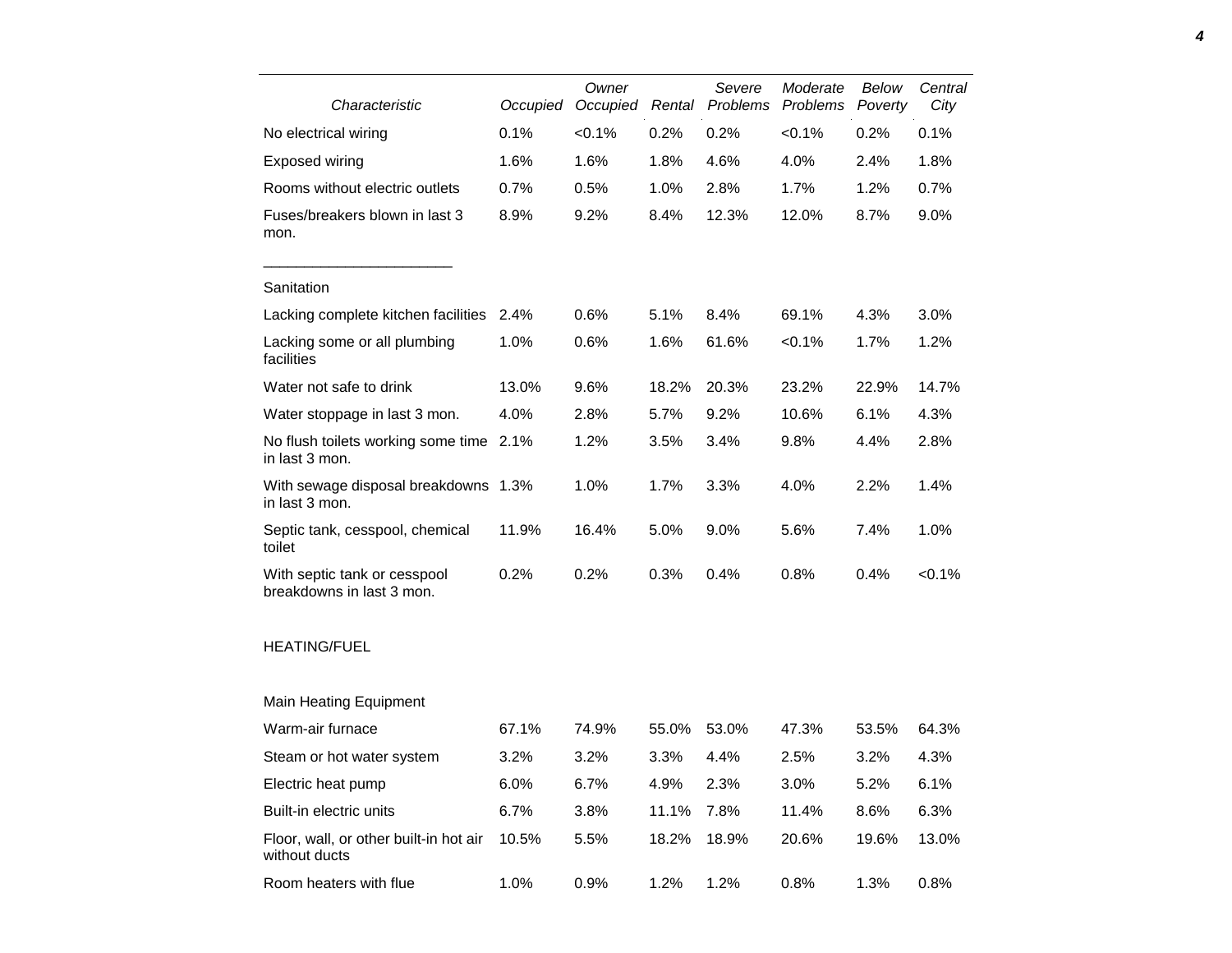| Characteristic | Occupied | Owner Occupied | Rental | Severe Problems | Moderate Problems | Below Poverty | Central City |
|---|---|---|---|---|---|---|---|
| No electrical wiring | 0.1% | <0.1% | 0.2% | 0.2% | <0.1% | 0.2% | 0.1% |
| Exposed wiring | 1.6% | 1.6% | 1.8% | 4.6% | 4.0% | 2.4% | 1.8% |
| Rooms without electric outlets | 0.7% | 0.5% | 1.0% | 2.8% | 1.7% | 1.2% | 0.7% |
| Fuses/breakers blown in last 3 mon. | 8.9% | 9.2% | 8.4% | 12.3% | 12.0% | 8.7% | 9.0% |
| Sanitation | | | | | | | |
| Lacking complete kitchen facilities | 2.4% | 0.6% | 5.1% | 8.4% | 69.1% | 4.3% | 3.0% |
| Lacking some or all plumbing facilities | 1.0% | 0.6% | 1.6% | 61.6% | <0.1% | 1.7% | 1.2% |
| Water not safe to drink | 13.0% | 9.6% | 18.2% | 20.3% | 23.2% | 22.9% | 14.7% |
| Water stoppage in last 3 mon. | 4.0% | 2.8% | 5.7% | 9.2% | 10.6% | 6.1% | 4.3% |
| No flush toilets working some time in last 3 mon. | 2.1% | 1.2% | 3.5% | 3.4% | 9.8% | 4.4% | 2.8% |
| With sewage disposal breakdowns in last 3 mon. | 1.3% | 1.0% | 1.7% | 3.3% | 4.0% | 2.2% | 1.4% |
| Septic tank, cesspool, chemical toilet | 11.9% | 16.4% | 5.0% | 9.0% | 5.6% | 7.4% | 1.0% |
| With septic tank or cesspool breakdowns in last 3 mon. | 0.2% | 0.2% | 0.3% | 0.4% | 0.8% | 0.4% | <0.1% |
| HEATING/FUEL | | | | | | | |
| Main Heating Equipment | | | | | | | |
| Warm-air furnace | 67.1% | 74.9% | 55.0% | 53.0% | 47.3% | 53.5% | 64.3% |
| Steam or hot water system | 3.2% | 3.2% | 3.3% | 4.4% | 2.5% | 3.2% | 4.3% |
| Electric heat pump | 6.0% | 6.7% | 4.9% | 2.3% | 3.0% | 5.2% | 6.1% |
| Built-in electric units | 6.7% | 3.8% | 11.1% | 7.8% | 11.4% | 8.6% | 6.3% |
| Floor, wall, or other built-in hot air without ducts | 10.5% | 5.5% | 18.2% | 18.9% | 20.6% | 19.6% | 13.0% |
| Room heaters with flue | 1.0% | 0.9% | 1.2% | 1.2% | 0.8% | 1.3% | 0.8% |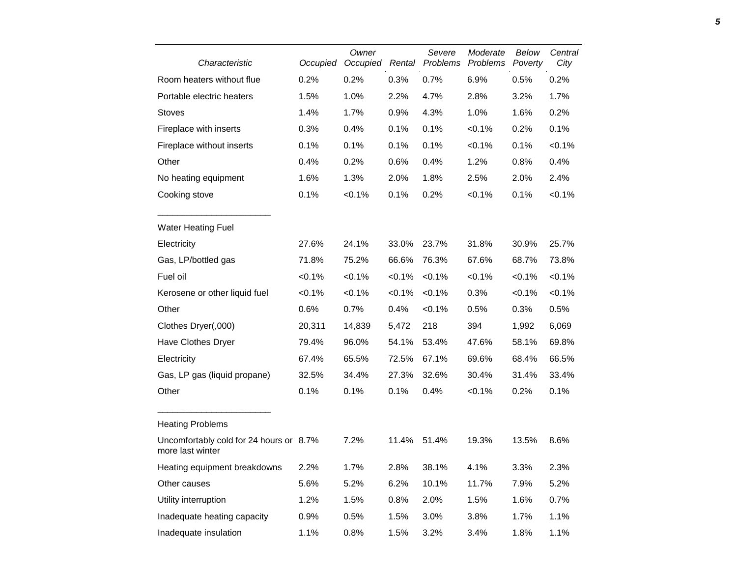| Characteristic | Occupied | Owner Occupied | Rental | Severe Problems | Moderate Problems | Below Poverty | Central City |
|---|---|---|---|---|---|---|---|
| Room heaters without flue | 0.2% | 0.2% | 0.3% | 0.7% | 6.9% | 0.5% | 0.2% |
| Portable electric heaters | 1.5% | 1.0% | 2.2% | 4.7% | 2.8% | 3.2% | 1.7% |
| Stoves | 1.4% | 1.7% | 0.9% | 4.3% | 1.0% | 1.6% | 0.2% |
| Fireplace with inserts | 0.3% | 0.4% | 0.1% | 0.1% | <0.1% | 0.2% | 0.1% |
| Fireplace without inserts | 0.1% | 0.1% | 0.1% | 0.1% | <0.1% | 0.1% | <0.1% |
| Other | 0.4% | 0.2% | 0.6% | 0.4% | 1.2% | 0.8% | 0.4% |
| No heating equipment | 1.6% | 1.3% | 2.0% | 1.8% | 2.5% | 2.0% | 2.4% |
| Cooking stove | 0.1% | <0.1% | 0.1% | 0.2% | <0.1% | 0.1% | <0.1% |
| Water Heating Fuel | | | | | | | |
| Electricity | 27.6% | 24.1% | 33.0% | 23.7% | 31.8% | 30.9% | 25.7% |
| Gas, LP/bottled gas | 71.8% | 75.2% | 66.6% | 76.3% | 67.6% | 68.7% | 73.8% |
| Fuel oil | <0.1% | <0.1% | <0.1% | <0.1% | <0.1% | <0.1% | <0.1% |
| Kerosene or other liquid fuel | <0.1% | <0.1% | <0.1% | <0.1% | 0.3% | <0.1% | <0.1% |
| Other | 0.6% | 0.7% | 0.4% | <0.1% | 0.5% | 0.3% | 0.5% |
| Clothes Dryer(,000) | 20,311 | 14,839 | 5,472 | 218 | 394 | 1,992 | 6,069 |
| Have Clothes Dryer | 79.4% | 96.0% | 54.1% | 53.4% | 47.6% | 58.1% | 69.8% |
| Electricity | 67.4% | 65.5% | 72.5% | 67.1% | 69.6% | 68.4% | 66.5% |
| Gas, LP gas (liquid propane) | 32.5% | 34.4% | 27.3% | 32.6% | 30.4% | 31.4% | 33.4% |
| Other | 0.1% | 0.1% | 0.1% | 0.4% | <0.1% | 0.2% | 0.1% |
| Heating Problems | | | | | | | |
| Uncomfortably cold for 24 hours or more last winter | 8.7% | 7.2% | 11.4% | 51.4% | 19.3% | 13.5% | 8.6% |
| Heating equipment breakdowns | 2.2% | 1.7% | 2.8% | 38.1% | 4.1% | 3.3% | 2.3% |
| Other causes | 5.6% | 5.2% | 6.2% | 10.1% | 11.7% | 7.9% | 5.2% |
| Utility interruption | 1.2% | 1.5% | 0.8% | 2.0% | 1.5% | 1.6% | 0.7% |
| Inadequate heating capacity | 0.9% | 0.5% | 1.5% | 3.0% | 3.8% | 1.7% | 1.1% |
| Inadequate insulation | 1.1% | 0.8% | 1.5% | 3.2% | 3.4% | 1.8% | 1.1% |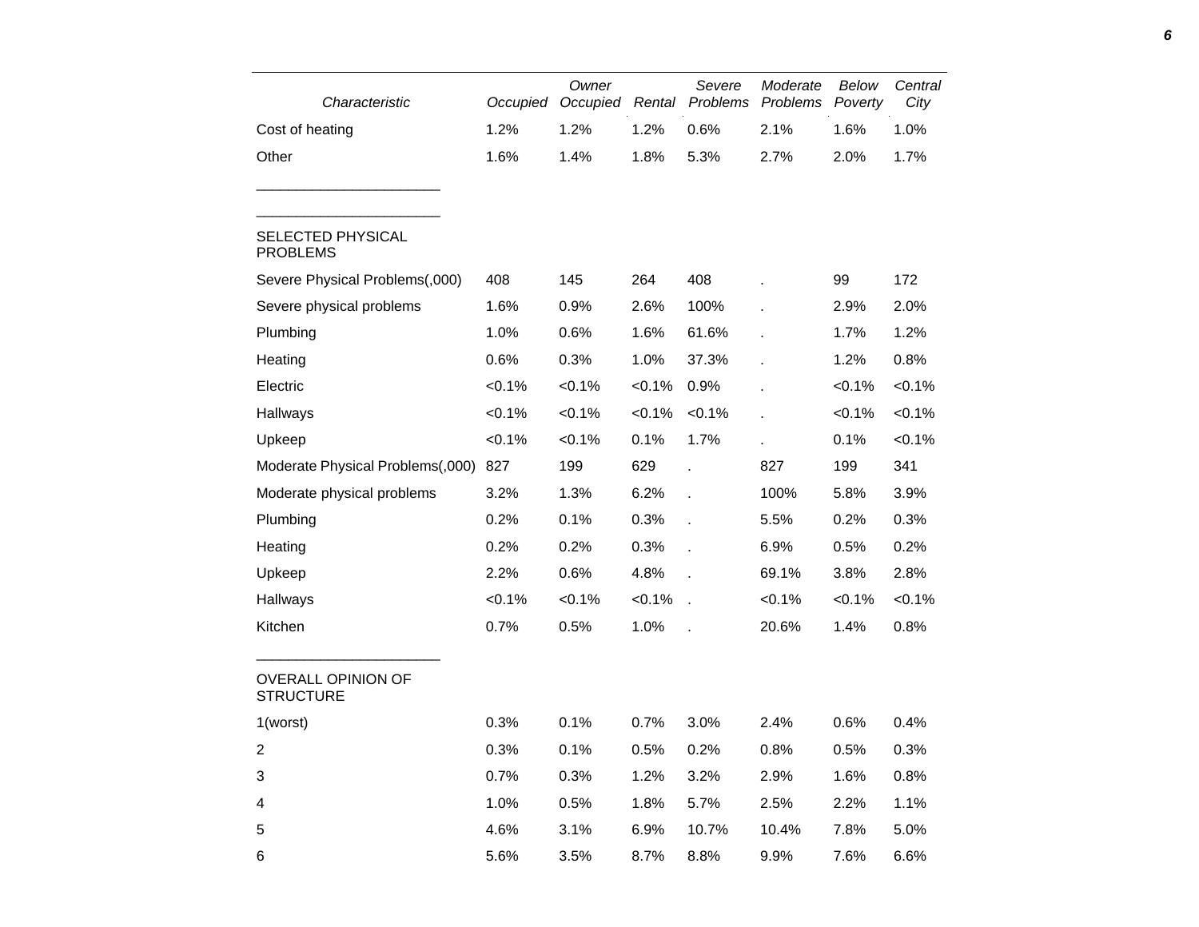| Characteristic | Occupied | Owner Occupied | Rental | Severe Problems | Moderate Problems | Below Poverty | Central City |
|---|---|---|---|---|---|---|---|
| Cost of heating | 1.2% | 1.2% | 1.2% | 0.6% | 2.1% | 1.6% | 1.0% |
| Other | 1.6% | 1.4% | 1.8% | 5.3% | 2.7% | 2.0% | 1.7% |
| SELECTED PHYSICAL PROBLEMS | | | | | | | |
| Severe Physical Problems(,000) | 408 | 145 | 264 | 408 | . | 99 | 172 |
| Severe physical problems | 1.6% | 0.9% | 2.6% | 100% | . | 2.9% | 2.0% |
| Plumbing | 1.0% | 0.6% | 1.6% | 61.6% | . | 1.7% | 1.2% |
| Heating | 0.6% | 0.3% | 1.0% | 37.3% | . | 1.2% | 0.8% |
| Electric | <0.1% | <0.1% | <0.1% | 0.9% | . | <0.1% | <0.1% |
| Hallways | <0.1% | <0.1% | <0.1% | <0.1% | . | <0.1% | <0.1% |
| Upkeep | <0.1% | <0.1% | 0.1% | 1.7% | . | 0.1% | <0.1% |
| Moderate Physical Problems(,000) | 827 | 199 | 629 | . | 827 | 199 | 341 |
| Moderate physical problems | 3.2% | 1.3% | 6.2% | . | 100% | 5.8% | 3.9% |
| Plumbing | 0.2% | 0.1% | 0.3% | . | 5.5% | 0.2% | 0.3% |
| Heating | 0.2% | 0.2% | 0.3% | . | 6.9% | 0.5% | 0.2% |
| Upkeep | 2.2% | 0.6% | 4.8% | . | 69.1% | 3.8% | 2.8% |
| Hallways | <0.1% | <0.1% | <0.1% | . | <0.1% | <0.1% | <0.1% |
| Kitchen | 0.7% | 0.5% | 1.0% | . | 20.6% | 1.4% | 0.8% |
| OVERALL OPINION OF STRUCTURE | | | | | | | |
| 1(worst) | 0.3% | 0.1% | 0.7% | 3.0% | 2.4% | 0.6% | 0.4% |
| 2 | 0.3% | 0.1% | 0.5% | 0.2% | 0.8% | 0.5% | 0.3% |
| 3 | 0.7% | 0.3% | 1.2% | 3.2% | 2.9% | 1.6% | 0.8% |
| 4 | 1.0% | 0.5% | 1.8% | 5.7% | 2.5% | 2.2% | 1.1% |
| 5 | 4.6% | 3.1% | 6.9% | 10.7% | 10.4% | 7.8% | 5.0% |
| 6 | 5.6% | 3.5% | 8.7% | 8.8% | 9.9% | 7.6% | 6.6% |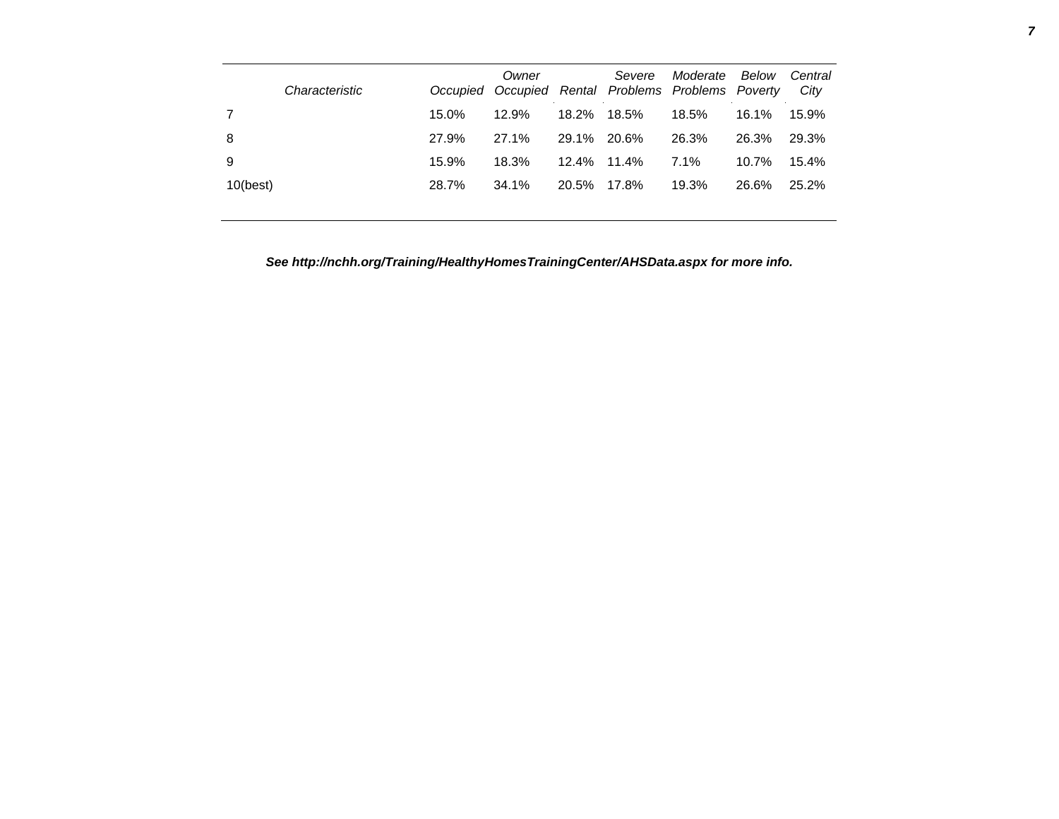| Characteristic | Occupied | Owner Occupied | Rental | Severe Problems | Moderate Problems | Below Poverty | Central City |
|---|---|---|---|---|---|---|---|
| 7 | 15.0% | 12.9% | 18.2% | 18.5% | 18.5% | 16.1% | 15.9% |
| 8 | 27.9% | 27.1% | 29.1% | 20.6% | 26.3% | 26.3% | 29.3% |
| 9 | 15.9% | 18.3% | 12.4% | 11.4% | 7.1% | 10.7% | 15.4% |
| 10(best) | 28.7% | 34.1% | 20.5% | 17.8% | 19.3% | 26.6% | 25.2% |

***See http://nchh.org/Training/HealthyHomesTrainingCenter/AHSData.aspx for more info.***